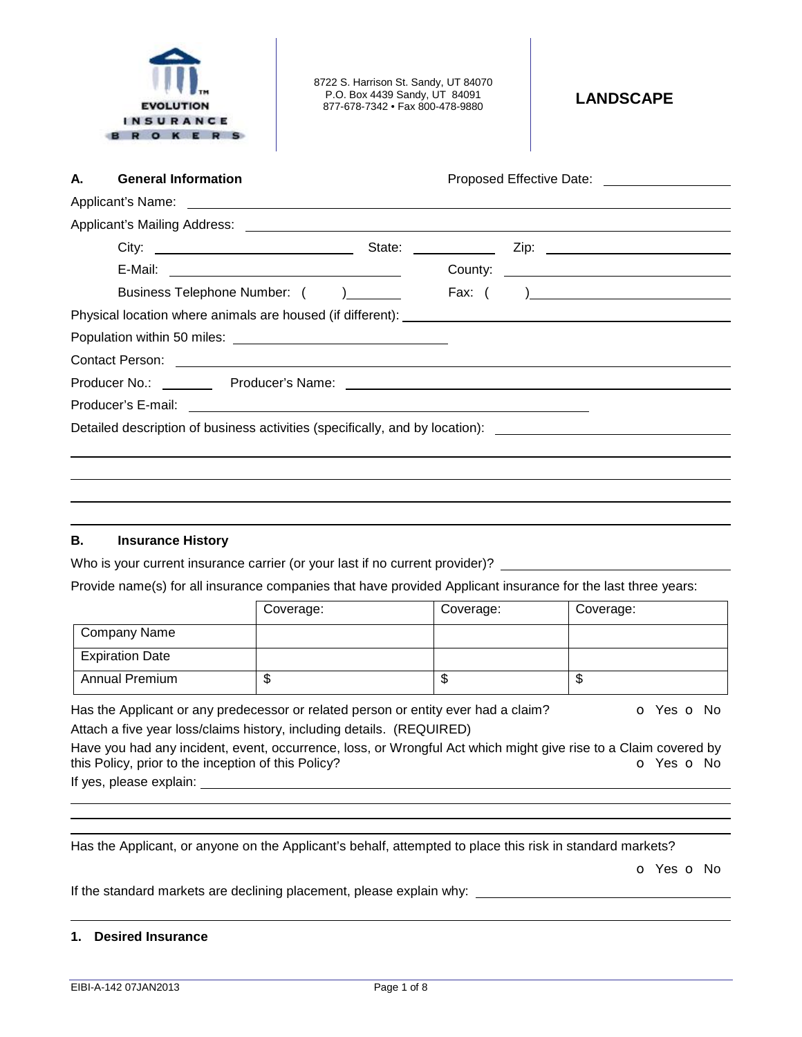8722 S. Harrison St. Sandy, UT 84070
P.O. Box 4439 Sandy, UT 84091
877-678-7342 • Fax 800-478-9880

# LANDSCAPE

## A. General Information

Proposed Effective Date: ________________

Applicant's Name: ________________

Applicant's Mailing Address: ________________

City: ________________ State: ________ Zip: ________________

E-Mail: ________________ County: ________________

Business Telephone Number: ( ) ________ Fax: ( ) ________________

Physical location where animals are housed (if different): ________________

Population within 50 miles: ________________

Contact Person: ________________

Producer No.: ________ Producer's Name: ________________

Producer's E-mail: ________________

Detailed description of business activities (specifically, and by location): ________________

## B. Insurance History

Who is your current insurance carrier (or your last if no current provider)? ________________

Provide name(s) for all insurance companies that have provided Applicant insurance for the last three years:

| | Coverage: | Coverage: | Coverage: |
|---|---|---|---|
| Company Name | | | |
| Expiration Date | | | |
| Annual Premium | $ | $ | $ |

Has the Applicant or any predecessor or related person or entity ever had a claim? o Yes o No

Attach a five year loss/claims history, including details. (REQUIRED)

Have you had any incident, event, occurrence, loss, or Wrongful Act which might give rise to a Claim covered by this Policy, prior to the inception of this Policy? o Yes o No

If yes, please explain: ________________

Has the Applicant, or anyone on the Applicant's behalf, attempted to place this risk in standard markets?

o Yes o No

If the standard markets are declining placement, please explain why: ________________

### 1. Desired Insurance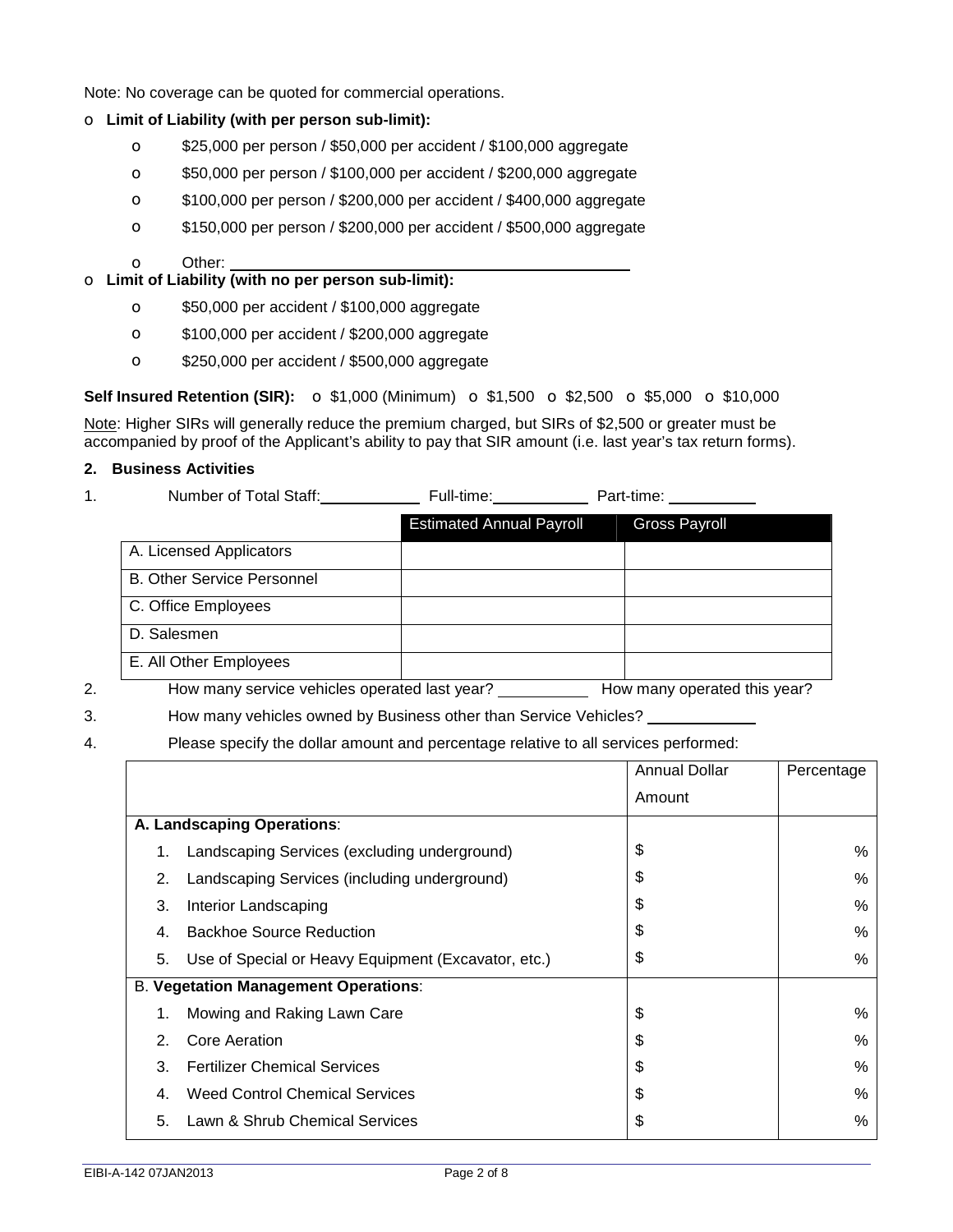Note: No coverage can be quoted for commercial operations.

- o **Limit of Liability (with per person sub-limit):**
  - o $25,000 per person / $50,000 per accident / $100,000 aggregate
  - o $50,000 per person / $100,000 per accident / $200,000 aggregate
  - o $100,000 per person / $200,000 per accident / $400,000 aggregate
  - o $150,000 per person / $200,000 per accident / $500,000 aggregate
  - o Other: ______________________________________________
- o **Limit of Liability (with no per person sub-limit):**
  - o $50,000 per accident / $100,000 aggregate
  - o $100,000 per accident / $200,000 aggregate
  - o $250,000 per accident / $500,000 aggregate

**Self Insured Retention (SIR):** o $1,000 (Minimum) o $1,500 o $2,500 o $5,000 o $10,000

Note: Higher SIRs will generally reduce the premium charged, but SIRs of $2,500 or greater must be accompanied by proof of the Applicant's ability to pay that SIR amount (i.e. last year's tax return forms).

**2. Business Activities**

1. Number of Total Staff: ____________ Full-time: ____________ Part-time: ___________

| | Estimated Annual Payroll | Gross Payroll |
|---|---|---|
| A. Licensed Applicators | | |
| B. Other Service Personnel | | |
| C. Office Employees | | |
| D. Salesmen | | |
| E. All Other Employees | | |

2. How many service vehicles operated last year? ___________ How many operated this year?
3. How many vehicles owned by Business other than Service Vehicles? _____________
4. Please specify the dollar amount and percentage relative to all services performed:

| | Annual Dollar Amount | Percentage |
|---|---|---|
| **A. Landscaping Operations**: | | |
| 1. Landscaping Services (excluding underground) | $ | % |
| 2. Landscaping Services (including underground) | $ | % |
| 3. Interior Landscaping | $ | % |
| 4. Backhoe Source Reduction | $ | % |
| 5. Use of Special or Heavy Equipment (Excavator, etc.) | $ | % |
| B. **Vegetation Management Operations**: | | |
| 1. Mowing and Raking Lawn Care | $ | % |
| 2. Core Aeration | $ | % |
| 3. Fertilizer Chemical Services | $ | % |
| 4. Weed Control Chemical Services | $ | % |
| 5. Lawn & Shrub Chemical Services | $ | % |

EIBI-A-142 07JAN2013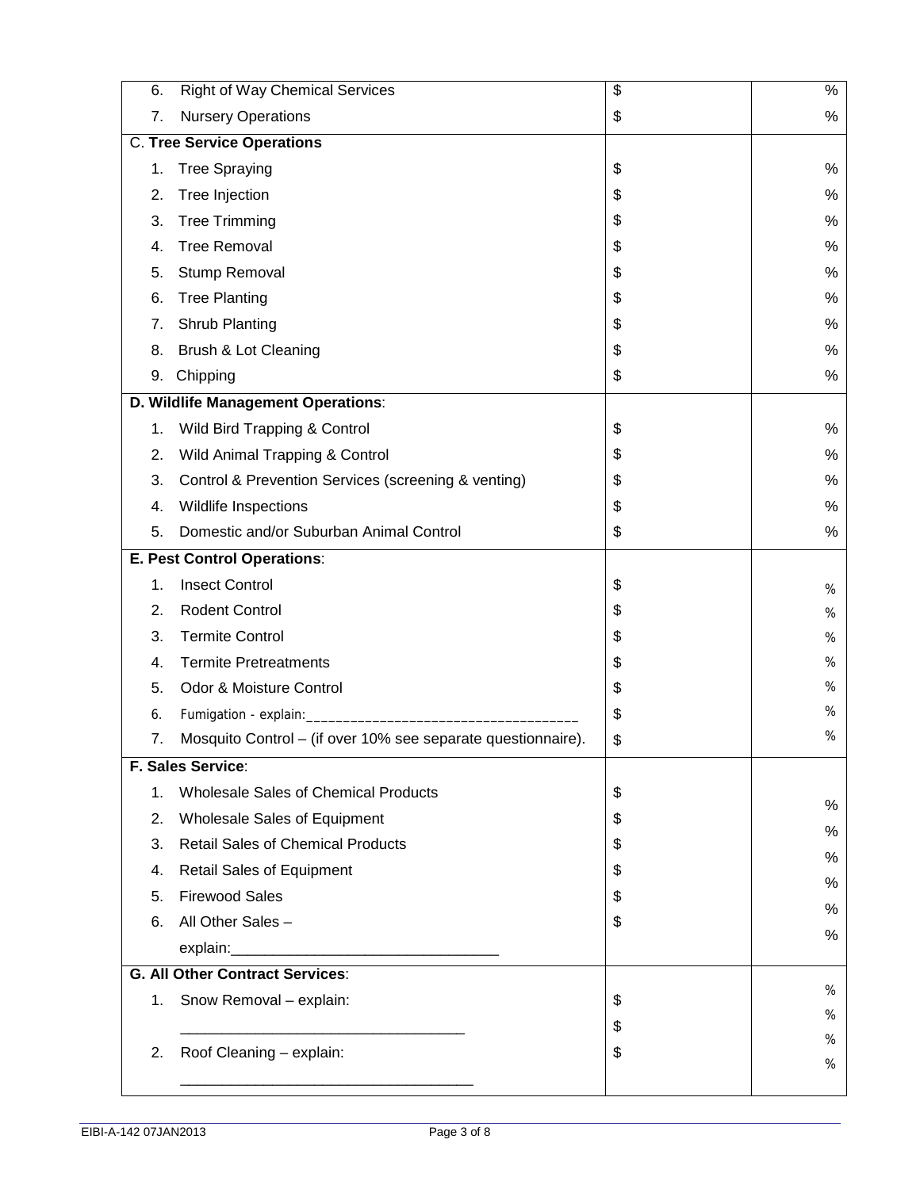| | | |
|---|---|---|
| 6. Right of Way Chemical Services | $ | % |
| 7. Nursery Operations | $ | % |
| **C. Tree Service Operations** | | |
| 1. Tree Spraying | $ | % |
| 2. Tree Injection | $ | % |
| 3. Tree Trimming | $ | % |
| 4. Tree Removal | $ | % |
| 5. Stump Removal | $ | % |
| 6. Tree Planting | $ | % |
| 7. Shrub Planting | $ | % |
| 8. Brush & Lot Cleaning | $ | % |
| 9. Chipping | $ | % |
| **D. Wildlife Management Operations**: | | |
| 1. Wild Bird Trapping & Control | $ | % |
| 2. Wild Animal Trapping & Control | $ | % |
| 3. Control & Prevention Services (screening & venting) | $ | % |
| 4. Wildlife Inspections | $ | % |
| 5. Domestic and/or Suburban Animal Control | $ | % |
| **E. Pest Control Operations**: | | |
| 1. Insect Control | $ | % |
| 2. Rodent Control | $ | % |
| 3. Termite Control | $ | % |
| 4. Termite Pretreatments | $ | % |
| 5. Odor & Moisture Control | $ | % |
| 6. Fumigation - explain:____________________________________ | $ | % |
| 7. Mosquito Control – (if over 10% see separate questionnaire). | $ | % |
| **F. Sales Service**: | | |
| 1. Wholesale Sales of Chemical Products | $ | % |
| 2. Wholesale Sales of Equipment | $ | % |
| 3. Retail Sales of Chemical Products | $ | % |
| 4. Retail Sales of Equipment | $ | % |
| 5. Firewood Sales | $ | % |
| 6. All Other Sales – explain:________________________________ | $ | % |
| **G. All Other Contract Services**: | | |
| 1. Snow Removal – explain: __________________________________ | $ | % |
| | $ | % |
| 2. Roof Cleaning – explain: __________________________________ | $ | % |
| | | % |

EIBI-A-142 07JAN2013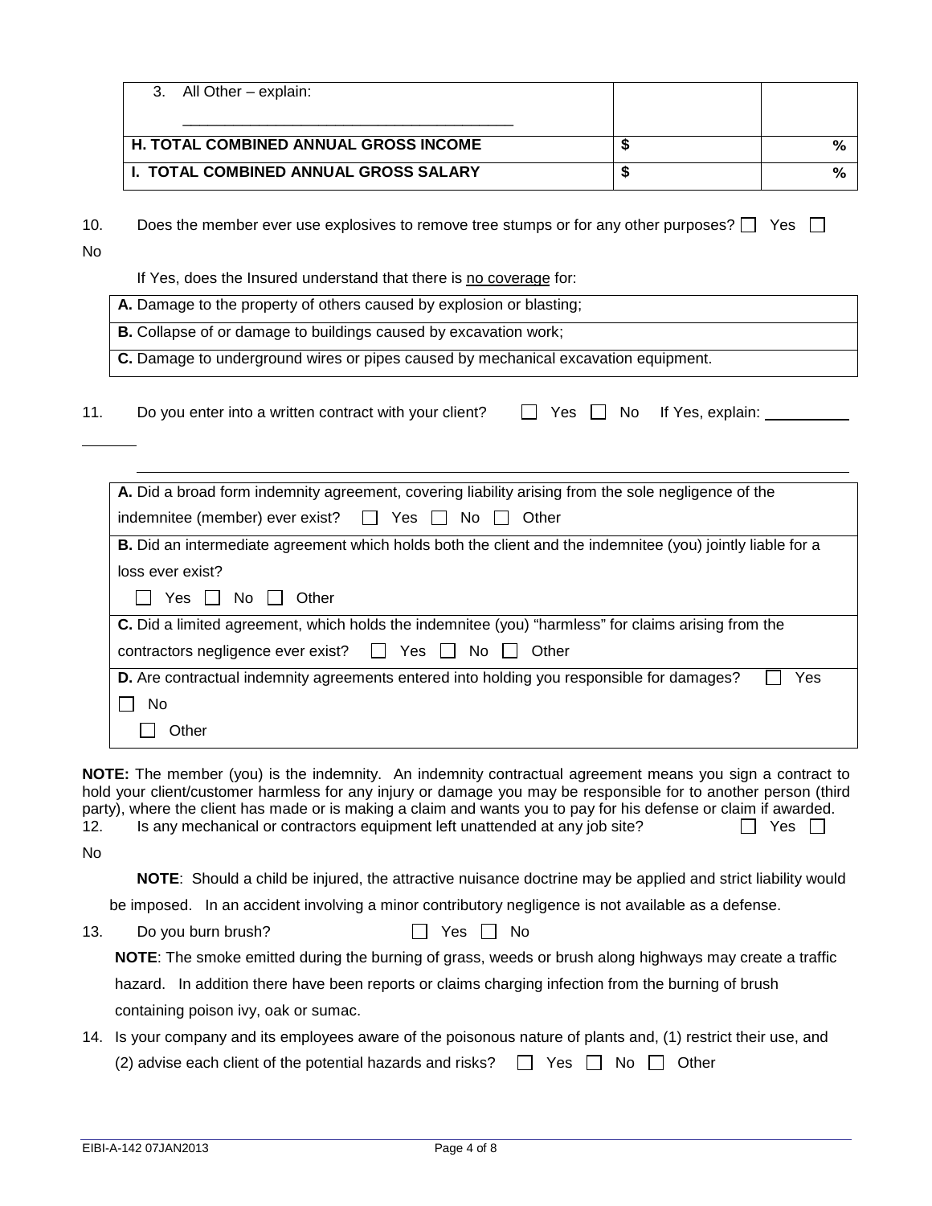| 3. All Other – explain: ______________________________________ | | |
|---|---|---|
| **H. TOTAL COMBINED ANNUAL GROSS INCOME** | **$** | **%** |
| **I. TOTAL COMBINED ANNUAL GROSS SALARY** | **$** | **%** |

10. Does the member ever use explosives to remove tree stumps or for any other purposes? ☐ Yes ☐ No

If Yes, does the Insured understand that there is no coverage for:

| |
|---|
| **A.** Damage to the property of others caused by explosion or blasting; |
| **B.** Collapse of or damage to buildings caused by excavation work; |
| **C.** Damage to underground wires or pipes caused by mechanical excavation equipment. |

11. Do you enter into a written contract with your client? ☐ Yes ☐ No If Yes, explain: ____________________

______________________________________________________________________________

| |
|---|
| **A.** Did a broad form indemnity agreement, covering liability arising from the sole negligence of the indemnitee (member) ever exist? ☐ Yes ☐ No ☐ Other |
| **B.** Did an intermediate agreement which holds both the client and the indemnitee (you) jointly liable for a loss ever exist? ☐ Yes ☐ No ☐ Other |
| **C.** Did a limited agreement, which holds the indemnitee (you) "harmless" for claims arising from the contractors negligence ever exist? ☐ Yes ☐ No ☐ Other |
| **D.** Are contractual indemnity agreements entered into holding you responsible for damages? ☐ Yes ☐ No ☐ Other |

**NOTE:** The member (you) is the indemnity. An indemnity contractual agreement means you sign a contract to hold your client/customer harmless for any injury or damage you may be responsible for to another person (third party), where the client has made or is making a claim and wants you to pay for his defense or claim if awarded.

12. Is any mechanical or contractors equipment left unattended at any job site? ☐ Yes ☐ No

**NOTE**: Should a child be injured, the attractive nuisance doctrine may be applied and strict liability would be imposed. In an accident involving a minor contributory negligence is not available as a defense.

13. Do you burn brush? ☐ Yes ☐ No

**NOTE**: The smoke emitted during the burning of grass, weeds or brush along highways may create a traffic hazard. In addition there have been reports or claims charging infection from the burning of brush containing poison ivy, oak or sumac.

14. Is your company and its employees aware of the poisonous nature of plants and, (1) restrict their use, and (2) advise each client of the potential hazards and risks? ☐ Yes ☐ No ☐ Other

EIBI-A-142 07JAN2013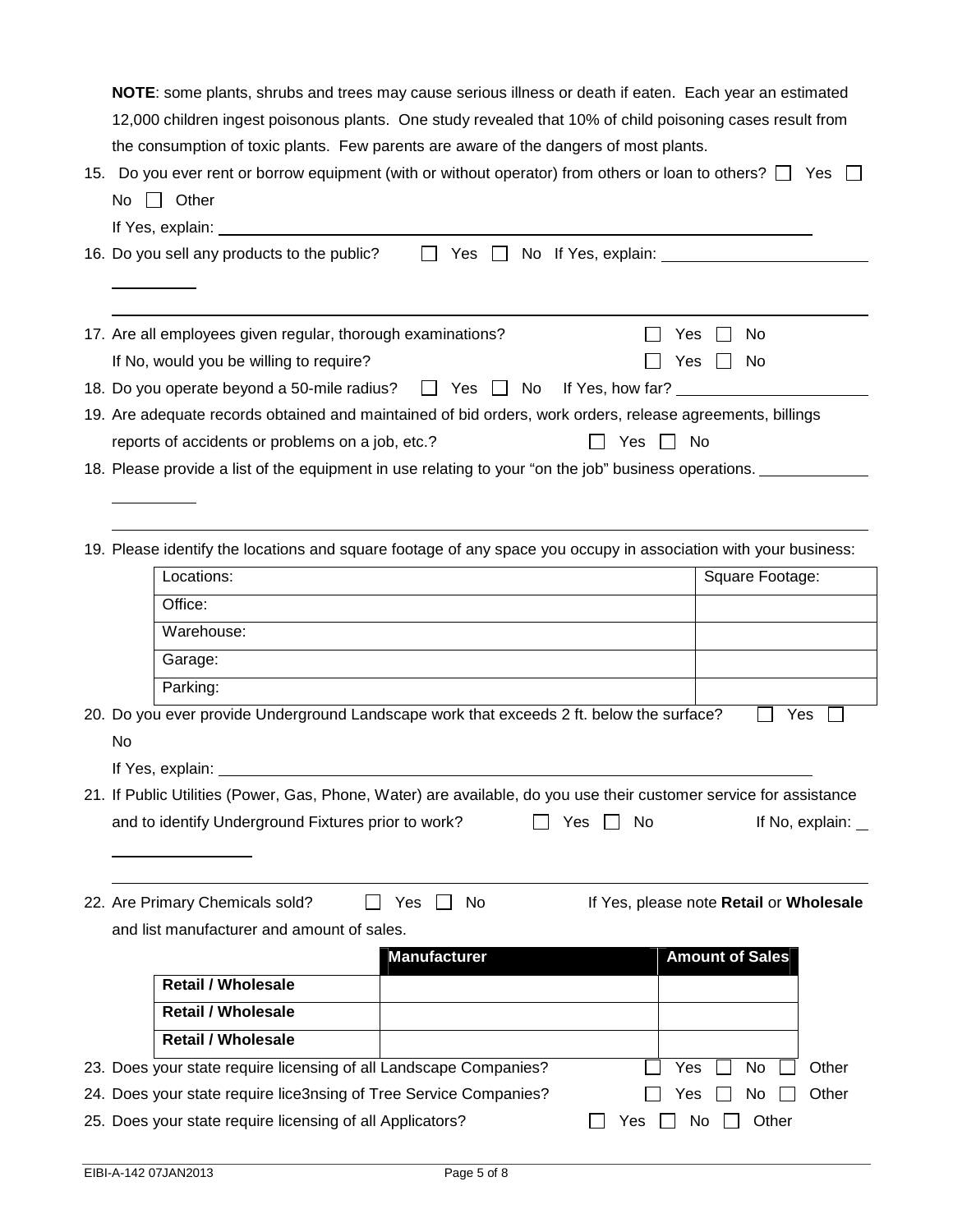**NOTE**: some plants, shrubs and trees may cause serious illness or death if eaten. Each year an estimated 12,000 children ingest poisonous plants. One study revealed that 10% of child poisoning cases result from the consumption of toxic plants. Few parents are aware of the dangers of most plants.

15. Do you ever rent or borrow equipment (with or without operator) from others or loan to others? ☐ Yes ☐ No ☐ Other

    If Yes, explain: \_\_\_\_\_\_\_\_\_\_\_\_\_\_\_\_\_\_\_\_

16. Do you sell any products to the public? ☐ Yes ☐ No If Yes, explain: \_\_\_\_\_\_\_\_\_\_\_\_\_\_\_\_\_\_\_\_

17. Are all employees given regular, thorough examinations? ☐ Yes ☐ No

    If No, would you be willing to require? ☐ Yes ☐ No

18. Do you operate beyond a 50-mile radius? ☐ Yes ☐ No If Yes, how far? \_\_\_\_\_\_\_\_\_\_\_\_\_\_\_\_\_\_\_\_

19. Are adequate records obtained and maintained of bid orders, work orders, release agreements, billings reports of accidents or problems on a job, etc.? ☐ Yes ☐ No

18. Please provide a list of the equipment in use relating to your "on the job" business operations. \_\_\_\_\_\_\_\_\_\_\_\_\_\_\_\_\_\_\_\_

19. Please identify the locations and square footage of any space you occupy in association with your business:

| Locations: | Square Footage: |
|---|---|
| Office: | |
| Warehouse: | |
| Garage: | |
| Parking: | |

20. Do you ever provide Underground Landscape work that exceeds 2 ft. below the surface? ☐ Yes ☐ No

    If Yes, explain: \_\_\_\_\_\_\_\_\_\_\_\_\_\_\_\_\_\_\_\_

21. If Public Utilities (Power, Gas, Phone, Water) are available, do you use their customer service for assistance and to identify Underground Fixtures prior to work? ☐ Yes ☐ No If No, explain: \_\_\_\_\_\_\_\_\_\_\_\_\_\_\_\_\_\_\_\_

22. Are Primary Chemicals sold? ☐ Yes ☐ No If Yes, please note **Retail** or **Wholesale** and list manufacturer and amount of sales.

| | **Manufacturer** | **Amount of Sales** |
|---|---|---|
| **Retail / Wholesale** | | |
| **Retail / Wholesale** | | |
| **Retail / Wholesale** | | |

23. Does your state require licensing of all Landscape Companies? ☐ Yes ☐ No ☐ Other

24. Does your state require lice3nsing of Tree Service Companies? ☐ Yes ☐ No ☐ Other

25. Does your state require licensing of all Applicators? ☐ Yes ☐ No ☐ Other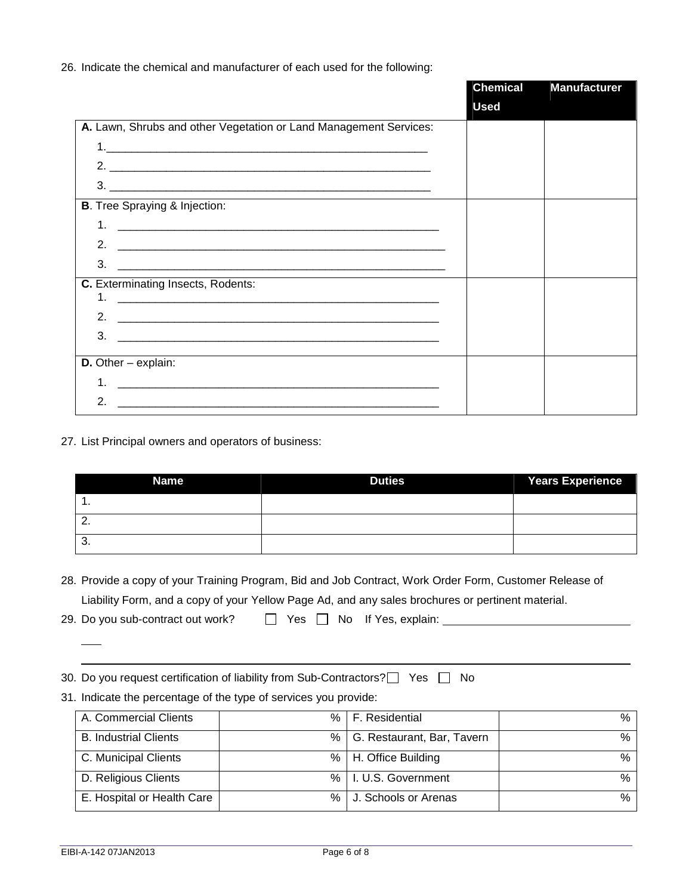26. Indicate the chemical and manufacturer of each used for the following:

| | Chemical Used | Manufacturer |
|---|---|---|
| **A.** Lawn, Shrubs and other Vegetation or Land Management Services: | | |
| 1.\_\_\_\_\_\_\_\_\_\_\_\_\_\_\_\_\_\_\_\_\_\_\_\_\_\_\_\_\_\_\_\_\_\_\_\_\_\_\_\_ | | |
| 2. \_\_\_\_\_\_\_\_\_\_\_\_\_\_\_\_\_\_\_\_\_\_\_\_\_\_\_\_\_\_\_\_\_\_\_\_\_\_\_\_ | | |
| 3. \_\_\_\_\_\_\_\_\_\_\_\_\_\_\_\_\_\_\_\_\_\_\_\_\_\_\_\_\_\_\_\_\_\_\_\_\_\_\_\_ | | |
| **B**. Tree Spraying & Injection: | | |
| 1. \_\_\_\_\_\_\_\_\_\_\_\_\_\_\_\_\_\_\_\_\_\_\_\_\_\_\_\_\_\_\_\_\_\_\_\_\_\_\_\_ | | |
| 2. \_\_\_\_\_\_\_\_\_\_\_\_\_\_\_\_\_\_\_\_\_\_\_\_\_\_\_\_\_\_\_\_\_\_\_\_\_\_\_\_ | | |
| 3. \_\_\_\_\_\_\_\_\_\_\_\_\_\_\_\_\_\_\_\_\_\_\_\_\_\_\_\_\_\_\_\_\_\_\_\_\_\_\_\_ | | |
| **C.** Exterminating Insects, Rodents: | | |
| 1. \_\_\_\_\_\_\_\_\_\_\_\_\_\_\_\_\_\_\_\_\_\_\_\_\_\_\_\_\_\_\_\_\_\_\_\_\_\_\_\_ | | |
| 2. \_\_\_\_\_\_\_\_\_\_\_\_\_\_\_\_\_\_\_\_\_\_\_\_\_\_\_\_\_\_\_\_\_\_\_\_\_\_\_\_ | | |
| 3. \_\_\_\_\_\_\_\_\_\_\_\_\_\_\_\_\_\_\_\_\_\_\_\_\_\_\_\_\_\_\_\_\_\_\_\_\_\_\_\_ | | |
| **D.** Other – explain: | | |
| 1. \_\_\_\_\_\_\_\_\_\_\_\_\_\_\_\_\_\_\_\_\_\_\_\_\_\_\_\_\_\_\_\_\_\_\_\_\_\_\_\_ | | |
| 2. \_\_\_\_\_\_\_\_\_\_\_\_\_\_\_\_\_\_\_\_\_\_\_\_\_\_\_\_\_\_\_\_\_\_\_\_\_\_\_\_ | | |

27. List Principal owners and operators of business:

| Name | Duties | Years Experience |
|---|---|---|
| 1. | | |
| 2. | | |
| 3. | | |

28. Provide a copy of your Training Program, Bid and Job Contract, Work Order Form, Customer Release of Liability Form, and a copy of your Yellow Page Ad, and any sales brochures or pertinent material.

29. Do you sub-contract out work? ☐ Yes ☐ No If Yes, explain: \_\_\_\_\_\_\_\_\_\_\_\_\_\_\_\_\_\_\_\_\_\_\_\_\_\_\_\_\_\_

\_\_\_\_\_\_\_\_\_\_\_\_\_\_\_\_\_\_\_\_\_\_\_\_\_\_\_\_\_\_\_\_\_\_\_\_\_\_\_\_\_\_\_\_\_\_\_\_\_\_\_\_\_\_\_\_\_\_\_\_\_\_\_\_\_\_\_\_\_\_\_\_\_\_\_\_\_\_

30. Do you request certification of liability from Sub-Contractors? ☐ Yes ☐ No

31. Indicate the percentage of the type of services you provide:

| | | | |
|---|---|---|---|
| A. Commercial Clients | % | F. Residential | % |
| B. Industrial Clients | % | G. Restaurant, Bar, Tavern | % |
| C. Municipal Clients | % | H. Office Building | % |
| D. Religious Clients | % | I. U.S. Government | % |
| E. Hospital or Health Care | % | J. Schools or Arenas | % |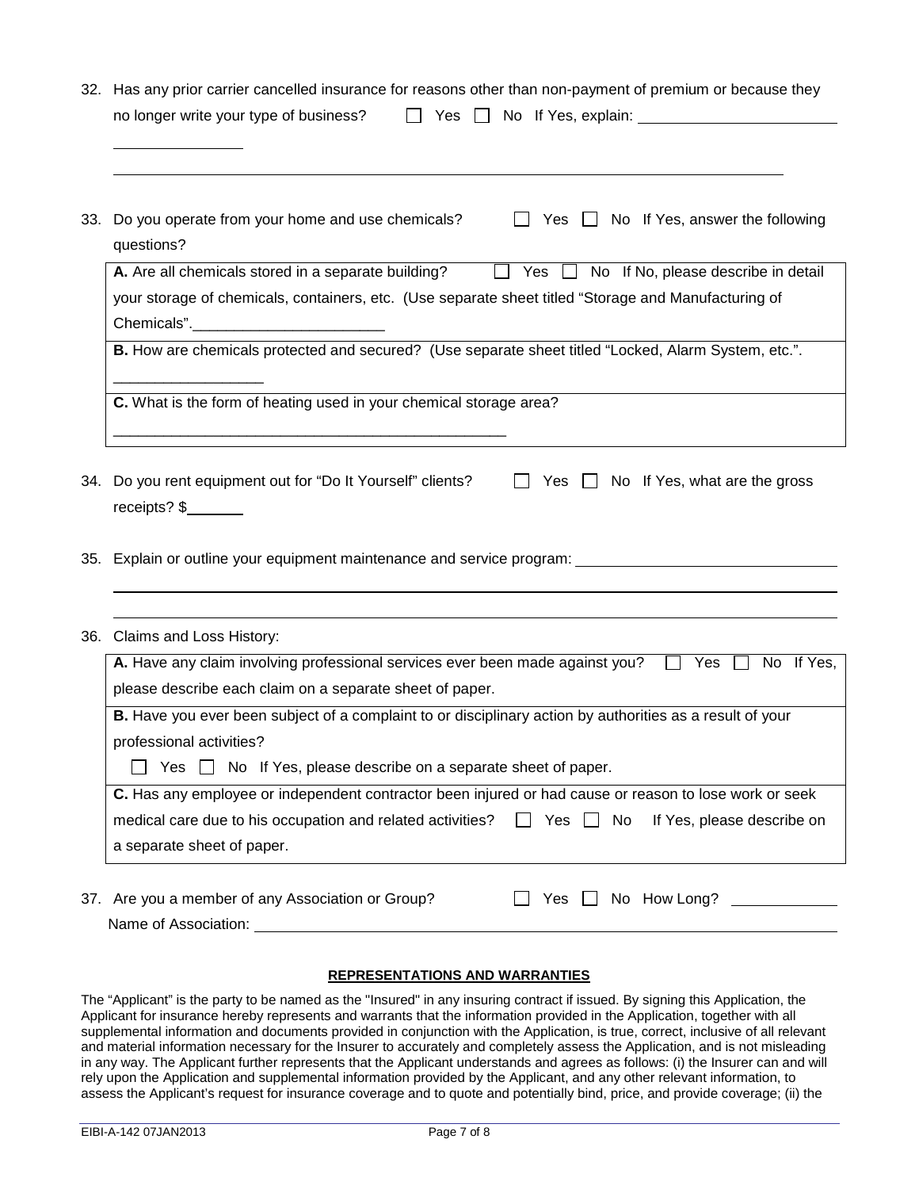32. Has any prior carrier cancelled insurance for reasons other than non-payment of premium or because they no longer write your type of business? ☐ Yes ☐ No If Yes, explain: ______________________________

______________

_____________________________________________________________________________

33. Do you operate from your home and use chemicals? ☐ Yes ☐ No If Yes, answer the following questions?

| |
|---|
| **A.** Are all chemicals stored in a separate building? ☐ Yes ☐ No If No, please describe in detail your storage of chemicals, containers, etc. (Use separate sheet titled "Storage and Manufacturing of Chemicals".______________________ |
| **B.** How are chemicals protected and secured? (Use separate sheet titled "Locked, Alarm System, etc.". _________________ |
| **C.** What is the form of heating used in your chemical storage area? ______________________________________________ |

34. Do you rent equipment out for "Do It Yourself" clients? ☐ Yes ☐ No If Yes, what are the gross receipts? $_______

35. Explain or outline your equipment maintenance and service program: ______________________________

_____________________________________________________________________________

_____________________________________________________________________________

36. Claims and Loss History:

| |
|---|
| **A.** Have any claim involving professional services ever been made against you? ☐ Yes ☐ No If Yes, please describe each claim on a separate sheet of paper. |
| **B.** Have you ever been subject of a complaint to or disciplinary action by authorities as a result of your professional activities? ☐ Yes ☐ No If Yes, please describe on a separate sheet of paper. |
| **C.** Has any employee or independent contractor been injured or had cause or reason to lose work or seek medical care due to his occupation and related activities? ☐ Yes ☐ No If Yes, please describe on a separate sheet of paper. |

37. Are you a member of any Association or Group? ☐ Yes ☐ No How Long? ____________

Name of Association: ______________________________________________________________

## REPRESENTATIONS AND WARRANTIES

The "Applicant" is the party to be named as the "Insured" in any insuring contract if issued. By signing this Application, the Applicant for insurance hereby represents and warrants that the information provided in the Application, together with all supplemental information and documents provided in conjunction with the Application, is true, correct, inclusive of all relevant and material information necessary for the Insurer to accurately and completely assess the Application, and is not misleading in any way. The Applicant further represents that the Applicant understands and agrees as follows: (i) the Insurer can and will rely upon the Application and supplemental information provided by the Applicant, and any other relevant information, to assess the Applicant's request for insurance coverage and to quote and potentially bind, price, and provide coverage; (ii) the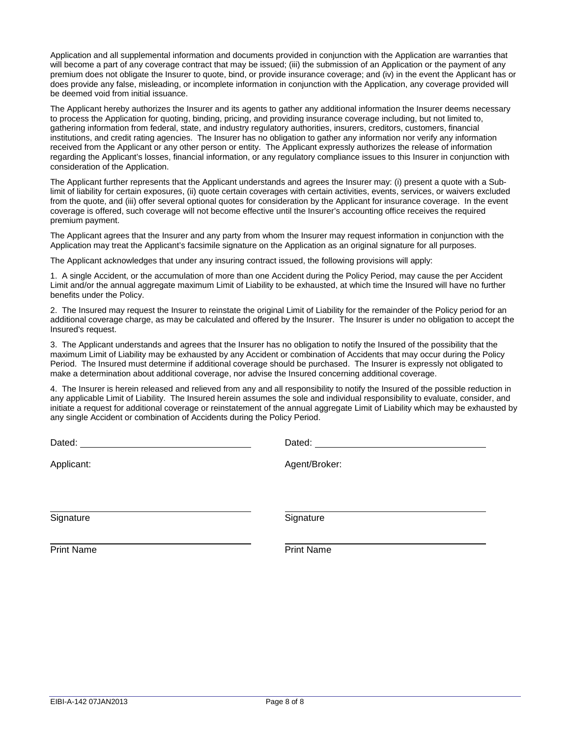Application and all supplemental information and documents provided in conjunction with the Application are warranties that will become a part of any coverage contract that may be issued; (iii) the submission of an Application or the payment of any premium does not obligate the Insurer to quote, bind, or provide insurance coverage; and (iv) in the event the Applicant has or does provide any false, misleading, or incomplete information in conjunction with the Application, any coverage provided will be deemed void from initial issuance.

The Applicant hereby authorizes the Insurer and its agents to gather any additional information the Insurer deems necessary to process the Application for quoting, binding, pricing, and providing insurance coverage including, but not limited to, gathering information from federal, state, and industry regulatory authorities, insurers, creditors, customers, financial institutions, and credit rating agencies. The Insurer has no obligation to gather any information nor verify any information received from the Applicant or any other person or entity. The Applicant expressly authorizes the release of information regarding the Applicant's losses, financial information, or any regulatory compliance issues to this Insurer in conjunction with consideration of the Application.

The Applicant further represents that the Applicant understands and agrees the Insurer may: (i) present a quote with a Sub-limit of liability for certain exposures, (ii) quote certain coverages with certain activities, events, services, or waivers excluded from the quote, and (iii) offer several optional quotes for consideration by the Applicant for insurance coverage. In the event coverage is offered, such coverage will not become effective until the Insurer's accounting office receives the required premium payment.

The Applicant agrees that the Insurer and any party from whom the Insurer may request information in conjunction with the Application may treat the Applicant's facsimile signature on the Application as an original signature for all purposes.

The Applicant acknowledges that under any insuring contract issued, the following provisions will apply:

1. A single Accident, or the accumulation of more than one Accident during the Policy Period, may cause the per Accident Limit and/or the annual aggregate maximum Limit of Liability to be exhausted, at which time the Insured will have no further benefits under the Policy.

2. The Insured may request the Insurer to reinstate the original Limit of Liability for the remainder of the Policy period for an additional coverage charge, as may be calculated and offered by the Insurer. The Insurer is under no obligation to accept the Insured's request.

3. The Applicant understands and agrees that the Insurer has no obligation to notify the Insured of the possibility that the maximum Limit of Liability may be exhausted by any Accident or combination of Accidents that may occur during the Policy Period. The Insured must determine if additional coverage should be purchased. The Insurer is expressly not obligated to make a determination about additional coverage, nor advise the Insured concerning additional coverage.

4. The Insurer is herein released and relieved from any and all responsibility to notify the Insured of the possible reduction in any applicable Limit of Liability. The Insured herein assumes the sole and individual responsibility to evaluate, consider, and initiate a request for additional coverage or reinstatement of the annual aggregate Limit of Liability which may be exhausted by any single Accident or combination of Accidents during the Policy Period.

Dated: ______________________________

Applicant:

______________________________
Signature

______________________________
Print Name

Dated: ______________________________

Agent/Broker:

______________________________
Signature

______________________________
Print Name

EIBI-A-142 07JAN2013